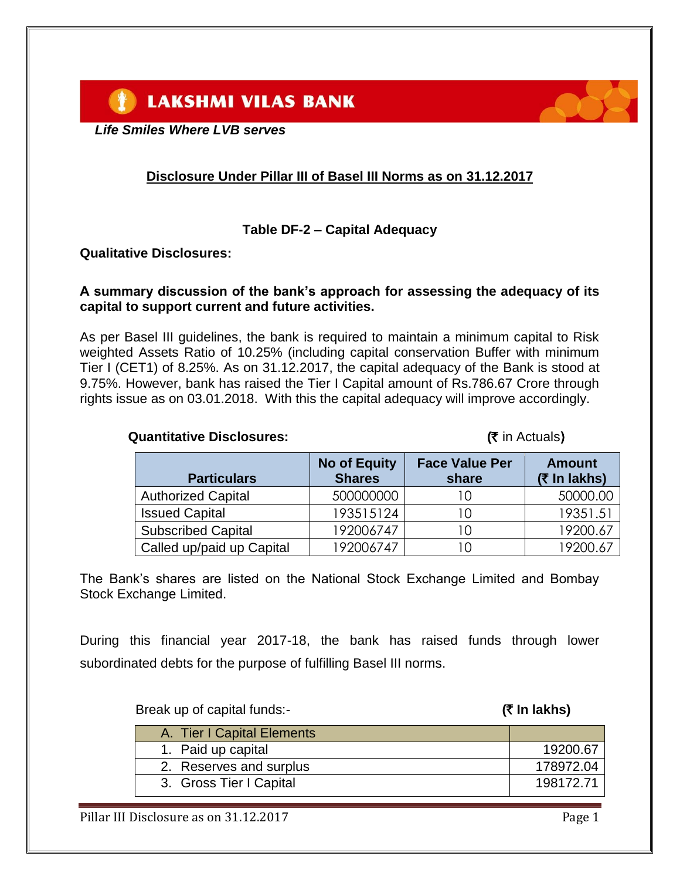**LAKSHMI VILAS BANK**

*Life Smiles Where LVB serves*

## Disclosure Under Pillar III of Basel III Norms as on 31.12.2017

### Table DF-2 – Capital Adequacy

**Qualitative Disclosures:**

**A summary discussion of the bank's approach for assessing the adequacy of its capital to support current and future activities.**

As per Basel III guidelines, the bank is required to maintain a minimum capital to Risk weighted Assets Ratio of 10.25% (including capital conservation Buffer with minimum Tier I (CET1) of 8.25%. As on 31.12.2017, the capital adequacy of the Bank is stood at 9.75%. However, bank has raised the Tier I Capital amount of Rs.786.67 Crore through rights issue as on 03.01.2018. With this the capital adequacy will improve accordingly.

**Quantitative Disclosures:** **(₹** in Actuals**)**

| Particulars | No of Equity Shares | Face Value Per share | Amount (₹ In lakhs) |
|---|---|---|---|
| Authorized Capital | 500000000 | 10 | 50000.00 |
| Issued Capital | 193515124 | 10 | 19351.51 |
| Subscribed Capital | 192006747 | 10 | 19200.67 |
| Called up/paid up Capital | 192006747 | 10 | 19200.67 |

The Bank's shares are listed on the National Stock Exchange Limited and Bombay Stock Exchange Limited.

During this financial year 2017-18, the bank has raised funds through lower subordinated debts for the purpose of fulfilling Basel III norms.

Break up of capital funds:- **(₹ In lakhs)**

| A. Tier I Capital Elements | |
|---|---|
| 1. Paid up capital | 19200.67 |
| 2. Reserves and surplus | 178972.04 |
| 3. Gross Tier I Capital | 198172.71 |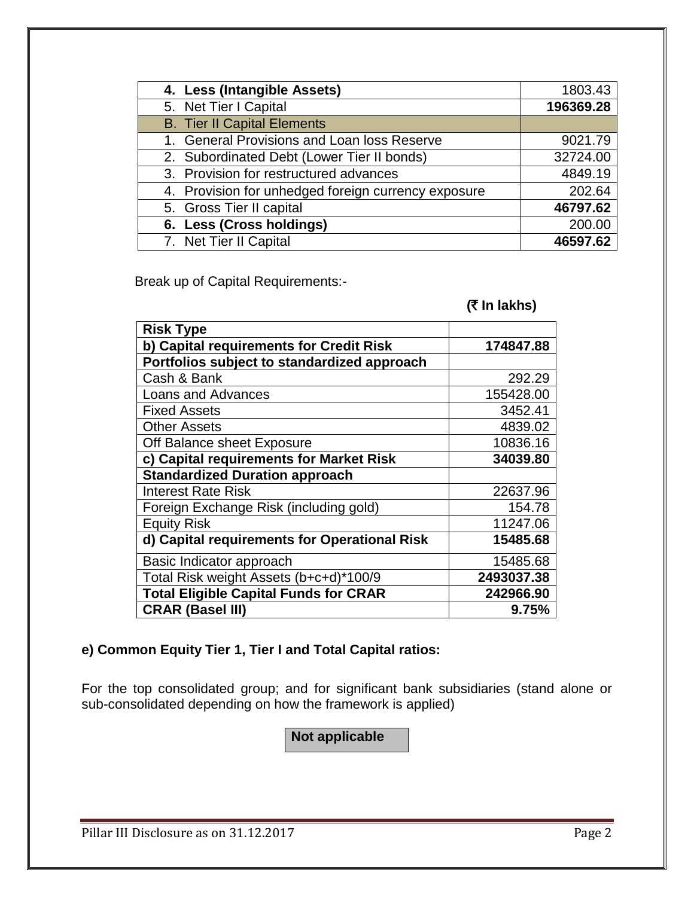| 4. **Less (Intangible Assets)** | 1803.43 |
|---|---|
| 5. Net Tier I Capital | **196369.28** |
| B. Tier II Capital Elements | |
| 1. General Provisions and Loan loss Reserve | 9021.79 |
| 2. Subordinated Debt (Lower Tier II bonds) | 32724.00 |
| 3. Provision for restructured advances | 4849.19 |
| 4. Provision for unhedged foreign currency exposure | 202.64 |
| 5. Gross Tier II capital | **46797.62** |
| 6. **Less (Cross holdings)** | 200.00 |
| 7. Net Tier II Capital | **46597.62** |

Break up of Capital Requirements:-

**(₹ In lakhs)**

| **Risk Type** | |
|---|---|
| **b) Capital requirements for Credit Risk** | **174847.88** |
| **Portfolios subject to standardized approach** | |
| Cash & Bank | 292.29 |
| Loans and Advances | 155428.00 |
| Fixed Assets | 3452.41 |
| Other Assets | 4839.02 |
| Off Balance sheet Exposure | 10836.16 |
| **c) Capital requirements for Market Risk** | **34039.80** |
| **Standardized Duration approach** | |
| Interest Rate Risk | 22637.96 |
| Foreign Exchange Risk (including gold) | 154.78 |
| Equity Risk | 11247.06 |
| **d) Capital requirements for Operational Risk** | **15485.68** |
| Basic Indicator approach | 15485.68 |
| Total Risk weight Assets (b+c+d)*100/9 | **2493037.38** |
| **Total Eligible Capital Funds for CRAR** | **242966.90** |
| **CRAR (Basel III)** | **9.75%** |

**e) Common Equity Tier 1, Tier I and Total Capital ratios:**

For the top consolidated group; and for significant bank subsidiaries (stand alone or sub-consolidated depending on how the framework is applied)

**Not applicable**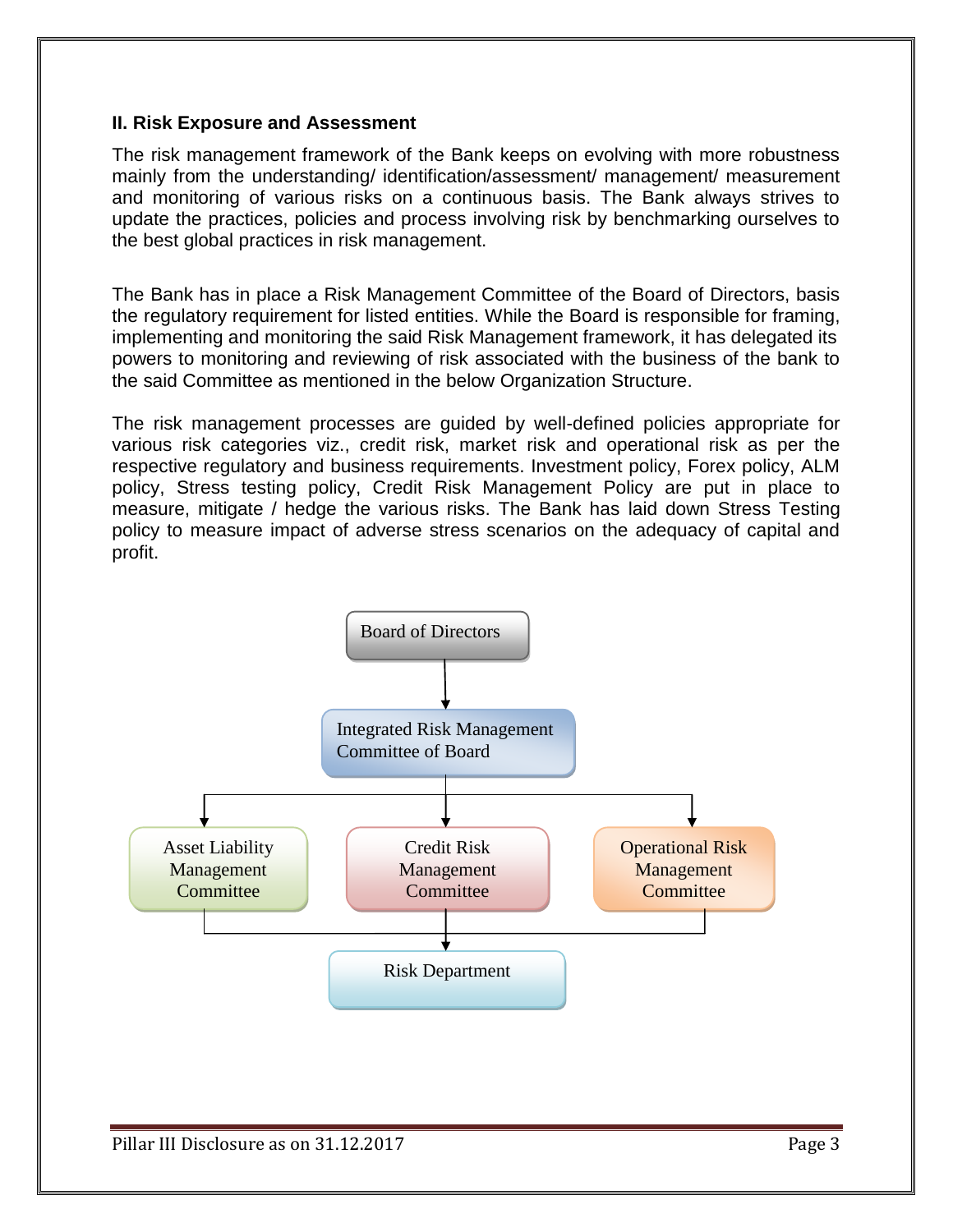## II. Risk Exposure and Assessment

The risk management framework of the Bank keeps on evolving with more robustness mainly from the understanding/ identification/assessment/ management/ measurement and monitoring of various risks on a continuous basis. The Bank always strives to update the practices, policies and process involving risk by benchmarking ourselves to the best global practices in risk management.

The Bank has in place a Risk Management Committee of the Board of Directors, basis the regulatory requirement for listed entities. While the Board is responsible for framing, implementing and monitoring the said Risk Management framework, it has delegated its powers to monitoring and reviewing of risk associated with the business of the bank to the said Committee as mentioned in the below Organization Structure.

The risk management processes are guided by well-defined policies appropriate for various risk categories viz., credit risk, market risk and operational risk as per the respective regulatory and business requirements. Investment policy, Forex policy, ALM policy, Stress testing policy, Credit Risk Management Policy are put in place to measure, mitigate / hedge the various risks. The Bank has laid down Stress Testing policy to measure impact of adverse stress scenarios on the adequacy of capital and profit.

Board of Directors

Integrated Risk Management Committee of Board

Asset Liability Management Committee

Credit Risk Management Committee

Operational Risk Management Committee

Risk Department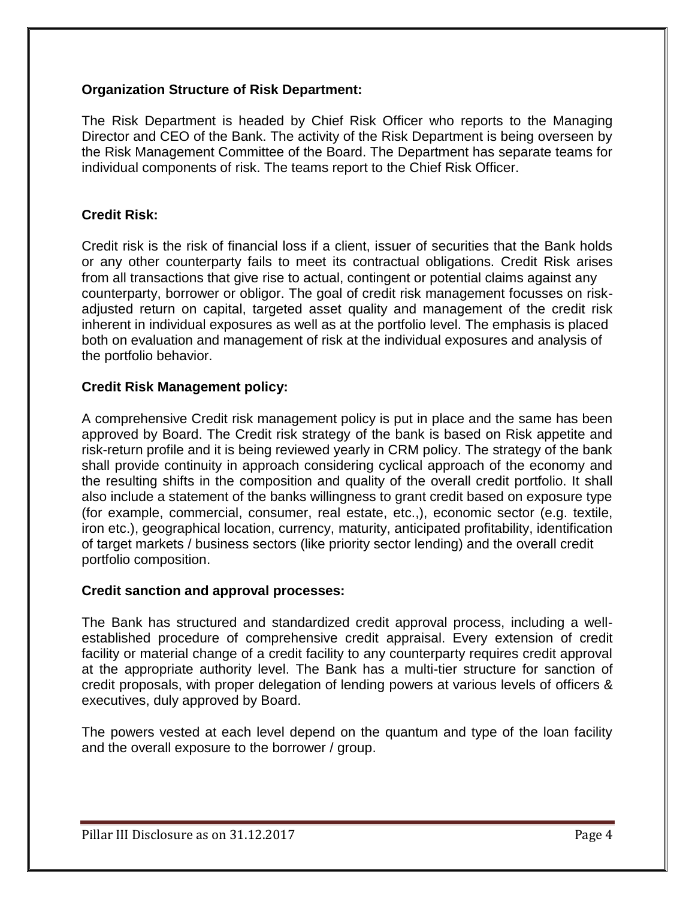**Organization Structure of Risk Department:**

The Risk Department is headed by Chief Risk Officer who reports to the Managing Director and CEO of the Bank. The activity of the Risk Department is being overseen by the Risk Management Committee of the Board. The Department has separate teams for individual components of risk. The teams report to the Chief Risk Officer.

**Credit Risk:**

Credit risk is the risk of financial loss if a client, issuer of securities that the Bank holds or any other counterparty fails to meet its contractual obligations. Credit Risk arises from all transactions that give rise to actual, contingent or potential claims against any counterparty, borrower or obligor. The goal of credit risk management focusses on risk-adjusted return on capital, targeted asset quality and management of the credit risk inherent in individual exposures as well as at the portfolio level. The emphasis is placed both on evaluation and management of risk at the individual exposures and analysis of the portfolio behavior.

**Credit Risk Management policy:**

A comprehensive Credit risk management policy is put in place and the same has been approved by Board. The Credit risk strategy of the bank is based on Risk appetite and risk-return profile and it is being reviewed yearly in CRM policy. The strategy of the bank shall provide continuity in approach considering cyclical approach of the economy and the resulting shifts in the composition and quality of the overall credit portfolio. It shall also include a statement of the banks willingness to grant credit based on exposure type (for example, commercial, consumer, real estate, etc.,), economic sector (e.g. textile, iron etc.), geographical location, currency, maturity, anticipated profitability, identification of target markets / business sectors (like priority sector lending) and the overall credit portfolio composition.

**Credit sanction and approval processes:**

The Bank has structured and standardized credit approval process, including a well-established procedure of comprehensive credit appraisal. Every extension of credit facility or material change of a credit facility to any counterparty requires credit approval at the appropriate authority level. The Bank has a multi-tier structure for sanction of credit proposals, with proper delegation of lending powers at various levels of officers & executives, duly approved by Board.

The powers vested at each level depend on the quantum and type of the loan facility and the overall exposure to the borrower / group.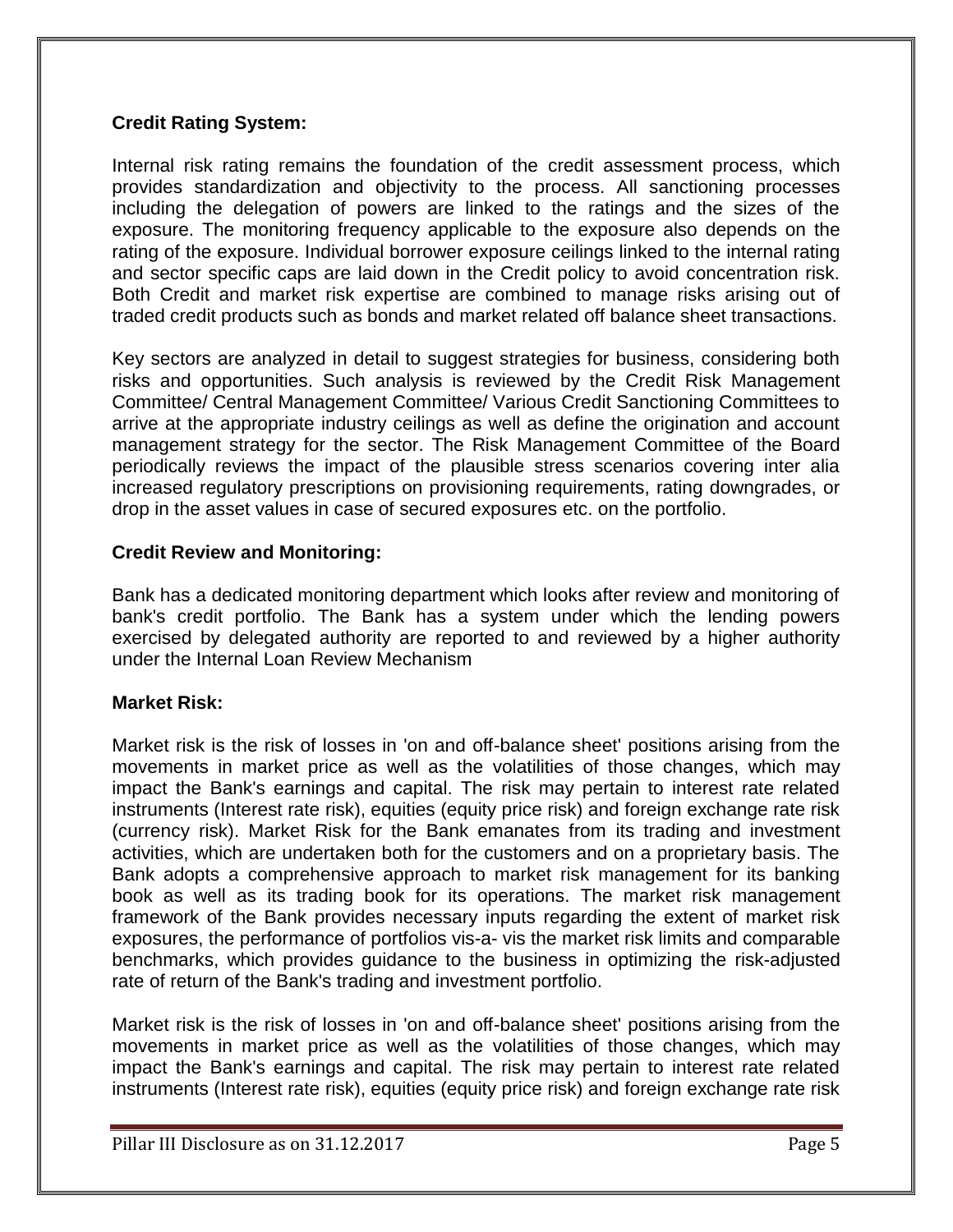**Credit Rating System:**

Internal risk rating remains the foundation of the credit assessment process, which provides standardization and objectivity to the process. All sanctioning processes including the delegation of powers are linked to the ratings and the sizes of the exposure. The monitoring frequency applicable to the exposure also depends on the rating of the exposure. Individual borrower exposure ceilings linked to the internal rating and sector specific caps are laid down in the Credit policy to avoid concentration risk. Both Credit and market risk expertise are combined to manage risks arising out of traded credit products such as bonds and market related off balance sheet transactions.

Key sectors are analyzed in detail to suggest strategies for business, considering both risks and opportunities. Such analysis is reviewed by the Credit Risk Management Committee/ Central Management Committee/ Various Credit Sanctioning Committees to arrive at the appropriate industry ceilings as well as define the origination and account management strategy for the sector. The Risk Management Committee of the Board periodically reviews the impact of the plausible stress scenarios covering inter alia increased regulatory prescriptions on provisioning requirements, rating downgrades, or drop in the asset values in case of secured exposures etc. on the portfolio.

**Credit Review and Monitoring:**

Bank has a dedicated monitoring department which looks after review and monitoring of bank's credit portfolio. The Bank has a system under which the lending powers exercised by delegated authority are reported to and reviewed by a higher authority under the Internal Loan Review Mechanism

**Market Risk:**

Market risk is the risk of losses in 'on and off-balance sheet' positions arising from the movements in market price as well as the volatilities of those changes, which may impact the Bank's earnings and capital. The risk may pertain to interest rate related instruments (Interest rate risk), equities (equity price risk) and foreign exchange rate risk (currency risk). Market Risk for the Bank emanates from its trading and investment activities, which are undertaken both for the customers and on a proprietary basis. The Bank adopts a comprehensive approach to market risk management for its banking book as well as its trading book for its operations. The market risk management framework of the Bank provides necessary inputs regarding the extent of market risk exposures, the performance of portfolios vis-a- vis the market risk limits and comparable benchmarks, which provides guidance to the business in optimizing the risk-adjusted rate of return of the Bank's trading and investment portfolio.

Market risk is the risk of losses in 'on and off-balance sheet' positions arising from the movements in market price as well as the volatilities of those changes, which may impact the Bank's earnings and capital. The risk may pertain to interest rate related instruments (Interest rate risk), equities (equity price risk) and foreign exchange rate risk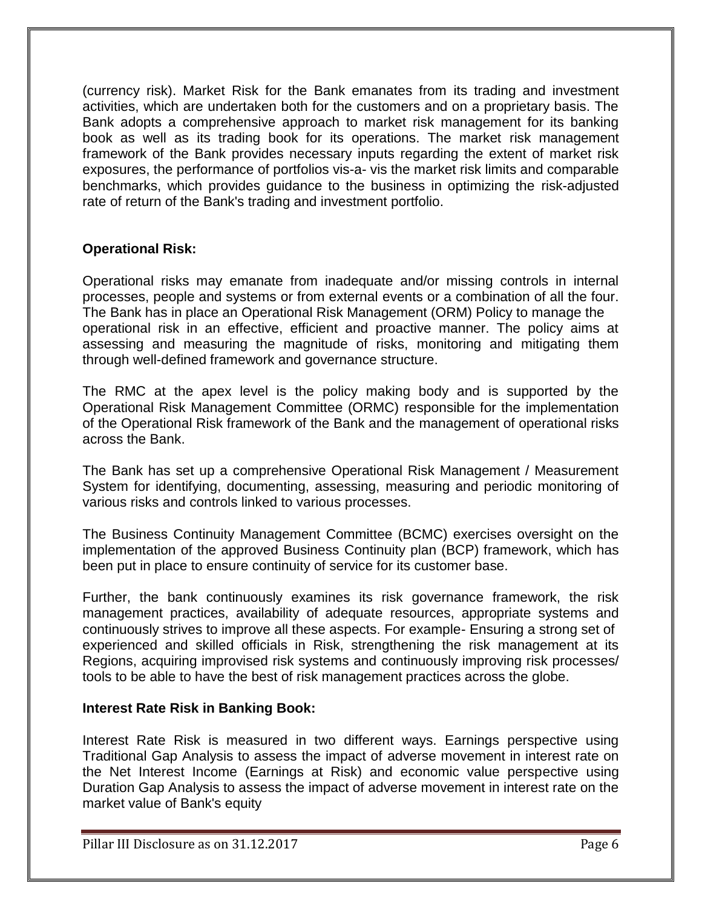(currency risk). Market Risk for the Bank emanates from its trading and investment activities, which are undertaken both for the customers and on a proprietary basis. The Bank adopts a comprehensive approach to market risk management for its banking book as well as its trading book for its operations. The market risk management framework of the Bank provides necessary inputs regarding the extent of market risk exposures, the performance of portfolios vis-a- vis the market risk limits and comparable benchmarks, which provides guidance to the business in optimizing the risk-adjusted rate of return of the Bank's trading and investment portfolio.

**Operational Risk:**

Operational risks may emanate from inadequate and/or missing controls in internal processes, people and systems or from external events or a combination of all the four. The Bank has in place an Operational Risk Management (ORM) Policy to manage the operational risk in an effective, efficient and proactive manner. The policy aims at assessing and measuring the magnitude of risks, monitoring and mitigating them through well-defined framework and governance structure.

The RMC at the apex level is the policy making body and is supported by the Operational Risk Management Committee (ORMC) responsible for the implementation of the Operational Risk framework of the Bank and the management of operational risks across the Bank.

The Bank has set up a comprehensive Operational Risk Management / Measurement System for identifying, documenting, assessing, measuring and periodic monitoring of various risks and controls linked to various processes.

The Business Continuity Management Committee (BCMC) exercises oversight on the implementation of the approved Business Continuity plan (BCP) framework, which has been put in place to ensure continuity of service for its customer base.

Further, the bank continuously examines its risk governance framework, the risk management practices, availability of adequate resources, appropriate systems and continuously strives to improve all these aspects. For example- Ensuring a strong set of experienced and skilled officials in Risk, strengthening the risk management at its Regions, acquiring improvised risk systems and continuously improving risk processes/ tools to be able to have the best of risk management practices across the globe.

**Interest Rate Risk in Banking Book:**

Interest Rate Risk is measured in two different ways. Earnings perspective using Traditional Gap Analysis to assess the impact of adverse movement in interest rate on the Net Interest Income (Earnings at Risk) and economic value perspective using Duration Gap Analysis to assess the impact of adverse movement in interest rate on the market value of Bank's equity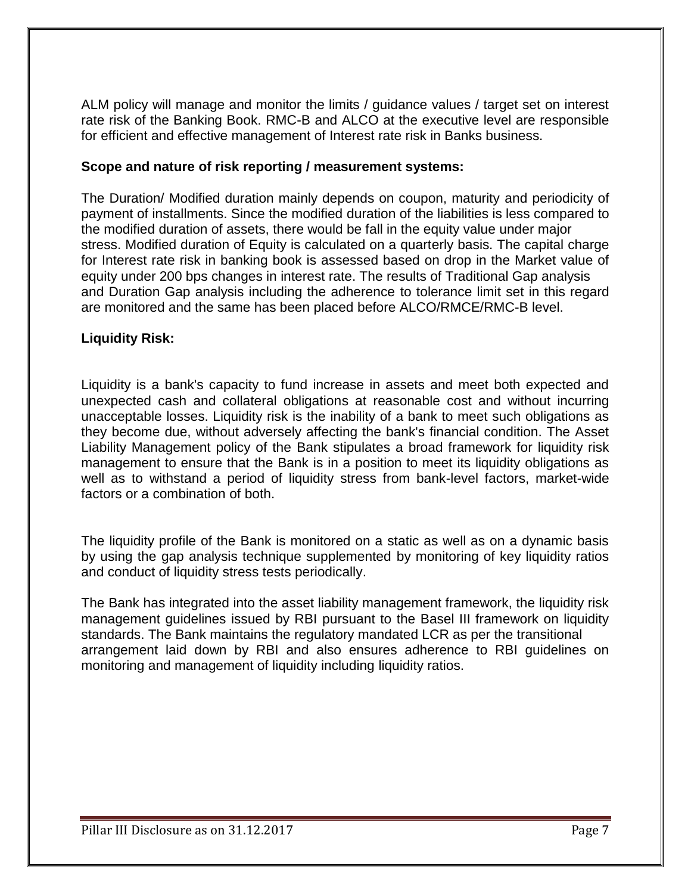ALM policy will manage and monitor the limits / guidance values / target set on interest rate risk of the Banking Book. RMC-B and ALCO at the executive level are responsible for efficient and effective management of Interest rate risk in Banks business.

**Scope and nature of risk reporting / measurement systems:**

The Duration/ Modified duration mainly depends on coupon, maturity and periodicity of payment of installments. Since the modified duration of the liabilities is less compared to the modified duration of assets, there would be fall in the equity value under major stress. Modified duration of Equity is calculated on a quarterly basis. The capital charge for Interest rate risk in banking book is assessed based on drop in the Market value of equity under 200 bps changes in interest rate. The results of Traditional Gap analysis and Duration Gap analysis including the adherence to tolerance limit set in this regard are monitored and the same has been placed before ALCO/RMCE/RMC-B level.

**Liquidity Risk:**

Liquidity is a bank's capacity to fund increase in assets and meet both expected and unexpected cash and collateral obligations at reasonable cost and without incurring unacceptable losses. Liquidity risk is the inability of a bank to meet such obligations as they become due, without adversely affecting the bank's financial condition. The Asset Liability Management policy of the Bank stipulates a broad framework for liquidity risk management to ensure that the Bank is in a position to meet its liquidity obligations as well as to withstand a period of liquidity stress from bank-level factors, market-wide factors or a combination of both.

The liquidity profile of the Bank is monitored on a static as well as on a dynamic basis by using the gap analysis technique supplemented by monitoring of key liquidity ratios and conduct of liquidity stress tests periodically.

The Bank has integrated into the asset liability management framework, the liquidity risk management guidelines issued by RBI pursuant to the Basel III framework on liquidity standards. The Bank maintains the regulatory mandated LCR as per the transitional arrangement laid down by RBI and also ensures adherence to RBI guidelines on monitoring and management of liquidity including liquidity ratios.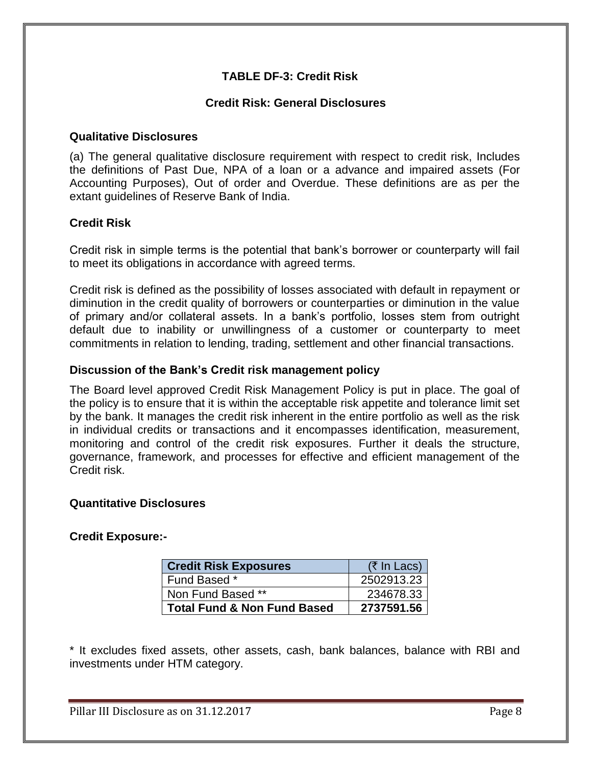## TABLE DF-3: Credit Risk

### Credit Risk: General Disclosures

**Qualitative Disclosures**

(a) The general qualitative disclosure requirement with respect to credit risk, Includes the definitions of Past Due, NPA of a loan or a advance and impaired assets (For Accounting Purposes), Out of order and Overdue. These definitions are as per the extant guidelines of Reserve Bank of India.

**Credit Risk**

Credit risk in simple terms is the potential that bank's borrower or counterparty will fail to meet its obligations in accordance with agreed terms.

Credit risk is defined as the possibility of losses associated with default in repayment or diminution in the credit quality of borrowers or counterparties or diminution in the value of primary and/or collateral assets. In a bank's portfolio, losses stem from outright default due to inability or unwillingness of a customer or counterparty to meet commitments in relation to lending, trading, settlement and other financial transactions.

**Discussion of the Bank's Credit risk management policy**

The Board level approved Credit Risk Management Policy is put in place. The goal of the policy is to ensure that it is within the acceptable risk appetite and tolerance limit set by the bank. It manages the credit risk inherent in the entire portfolio as well as the risk in individual credits or transactions and it encompasses identification, measurement, monitoring and control of the credit risk exposures. Further it deals the structure, governance, framework, and processes for effective and efficient management of the Credit risk.

**Quantitative Disclosures**

**Credit Exposure:-**

| Credit Risk Exposures | (₹ In Lacs) |
|---|---|
| Fund Based * | 2502913.23 |
| Non Fund Based ** | 234678.33 |
| **Total Fund & Non Fund Based** | **2737591.56** |

* It excludes fixed assets, other assets, cash, bank balances, balance with RBI and investments under HTM category.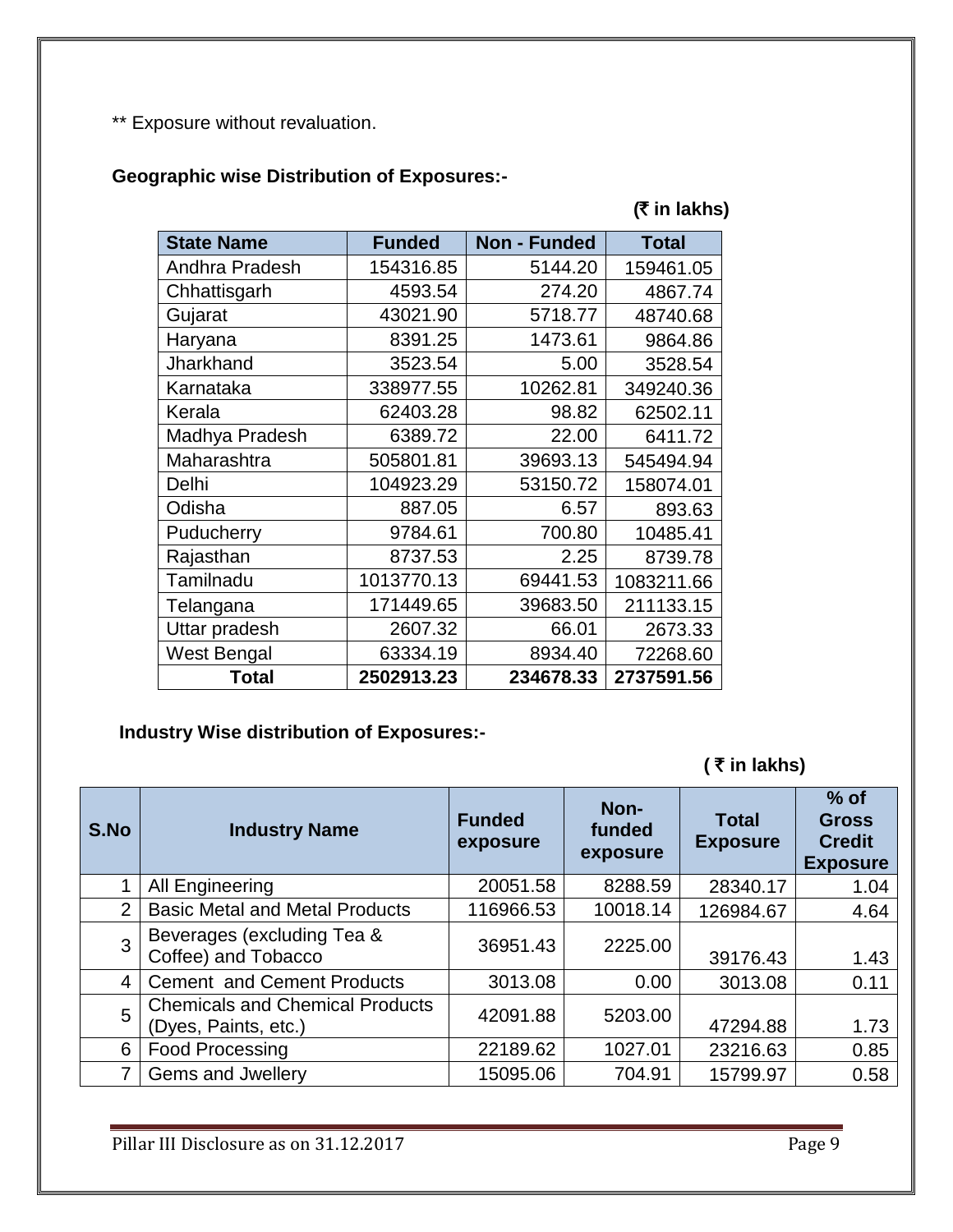** Exposure without revaluation.

**Geographic wise Distribution of Exposures:-**

**(₹ in lakhs)**

| State Name | Funded | Non - Funded | Total |
|---|---|---|---|
| Andhra Pradesh | 154316.85 | 5144.20 | 159461.05 |
| Chhattisgarh | 4593.54 | 274.20 | 4867.74 |
| Gujarat | 43021.90 | 5718.77 | 48740.68 |
| Haryana | 8391.25 | 1473.61 | 9864.86 |
| Jharkhand | 3523.54 | 5.00 | 3528.54 |
| Karnataka | 338977.55 | 10262.81 | 349240.36 |
| Kerala | 62403.28 | 98.82 | 62502.11 |
| Madhya Pradesh | 6389.72 | 22.00 | 6411.72 |
| Maharashtra | 505801.81 | 39693.13 | 545494.94 |
| Delhi | 104923.29 | 53150.72 | 158074.01 |
| Odisha | 887.05 | 6.57 | 893.63 |
| Puducherry | 9784.61 | 700.80 | 10485.41 |
| Rajasthan | 8737.53 | 2.25 | 8739.78 |
| Tamilnadu | 1013770.13 | 69441.53 | 1083211.66 |
| Telangana | 171449.65 | 39683.50 | 211133.15 |
| Uttar pradesh | 2607.32 | 66.01 | 2673.33 |
| West Bengal | 63334.19 | 8934.40 | 72268.60 |
| **Total** | **2502913.23** | **234678.33** | **2737591.56** |

**Industry Wise distribution of Exposures:-**

**( ₹ in lakhs)**

| S.No | Industry Name | Funded exposure | Non-funded exposure | Total Exposure | % of Gross Credit Exposure |
|---|---|---|---|---|---|
| 1 | All Engineering | 20051.58 | 8288.59 | 28340.17 | 1.04 |
| 2 | Basic Metal and Metal Products | 116966.53 | 10018.14 | 126984.67 | 4.64 |
| 3 | Beverages (excluding Tea & Coffee) and Tobacco | 36951.43 | 2225.00 | 39176.43 | 1.43 |
| 4 | Cement and Cement Products | 3013.08 | 0.00 | 3013.08 | 0.11 |
| 5 | Chemicals and Chemical Products (Dyes, Paints, etc.) | 42091.88 | 5203.00 | 47294.88 | 1.73 |
| 6 | Food Processing | 22189.62 | 1027.01 | 23216.63 | 0.85 |
| 7 | Gems and Jwellery | 15095.06 | 704.91 | 15799.97 | 0.58 |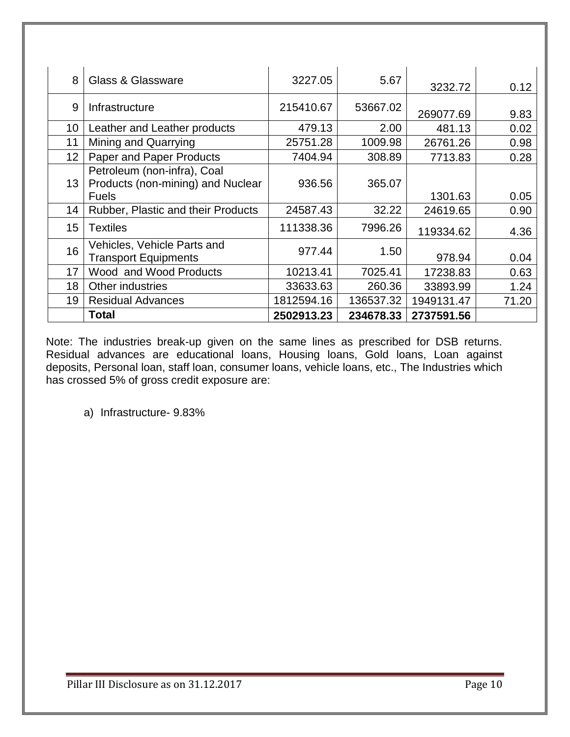| 8 | Glass & Glassware | 3227.05 | 5.67 | 3232.72 | 0.12 |
|---|---|---|---|---|---|
| 9 | Infrastructure | 215410.67 | 53667.02 | 269077.69 | 9.83 |
| 10 | Leather and Leather products | 479.13 | 2.00 | 481.13 | 0.02 |
| 11 | Mining and Quarrying | 25751.28 | 1009.98 | 26761.26 | 0.98 |
| 12 | Paper and Paper Products | 7404.94 | 308.89 | 7713.83 | 0.28 |
| 13 | Petroleum (non-infra), Coal Products (non-mining) and Nuclear Fuels | 936.56 | 365.07 | 1301.63 | 0.05 |
| 14 | Rubber, Plastic and their Products | 24587.43 | 32.22 | 24619.65 | 0.90 |
| 15 | Textiles | 111338.36 | 7996.26 | 119334.62 | 4.36 |
| 16 | Vehicles, Vehicle Parts and Transport Equipments | 977.44 | 1.50 | 978.94 | 0.04 |
| 17 | Wood and Wood Products | 10213.41 | 7025.41 | 17238.83 | 0.63 |
| 18 | Other industries | 33633.63 | 260.36 | 33893.99 | 1.24 |
| 19 | Residual Advances | 1812594.16 | 136537.32 | 1949131.47 | 71.20 |
| | **Total** | **2502913.23** | **234678.33** | **2737591.56** | |

Note: The industries break-up given on the same lines as prescribed for DSB returns. Residual advances are educational loans, Housing loans, Gold loans, Loan against deposits, Personal loan, staff loan, consumer loans, vehicle loans, etc., The Industries which has crossed 5% of gross credit exposure are:

a) Infrastructure- 9.83%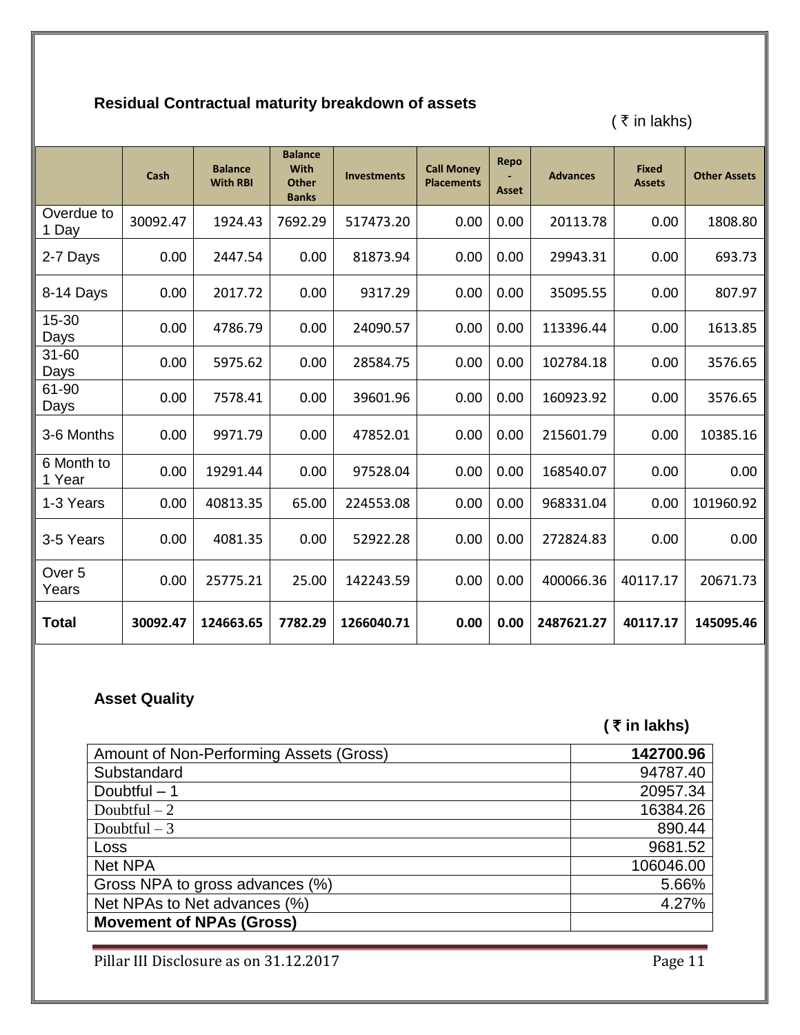## Residual Contractual maturity breakdown of assets

( ₹ in lakhs)

| | Cash | Balance With RBI | Balance With Other Banks | Investments | Call Money Placements | Repo - Asset | Advances | Fixed Assets | Other Assets |
|---|---|---|---|---|---|---|---|---|---|
| Overdue to 1 Day | 30092.47 | 1924.43 | 7692.29 | 517473.20 | 0.00 | 0.00 | 20113.78 | 0.00 | 1808.80 |
| 2-7 Days | 0.00 | 2447.54 | 0.00 | 81873.94 | 0.00 | 0.00 | 29943.31 | 0.00 | 693.73 |
| 8-14 Days | 0.00 | 2017.72 | 0.00 | 9317.29 | 0.00 | 0.00 | 35095.55 | 0.00 | 807.97 |
| 15-30 Days | 0.00 | 4786.79 | 0.00 | 24090.57 | 0.00 | 0.00 | 113396.44 | 0.00 | 1613.85 |
| 31-60 Days | 0.00 | 5975.62 | 0.00 | 28584.75 | 0.00 | 0.00 | 102784.18 | 0.00 | 3576.65 |
| 61-90 Days | 0.00 | 7578.41 | 0.00 | 39601.96 | 0.00 | 0.00 | 160923.92 | 0.00 | 3576.65 |
| 3-6 Months | 0.00 | 9971.79 | 0.00 | 47852.01 | 0.00 | 0.00 | 215601.79 | 0.00 | 10385.16 |
| 6 Month to 1 Year | 0.00 | 19291.44 | 0.00 | 97528.04 | 0.00 | 0.00 | 168540.07 | 0.00 | 0.00 |
| 1-3 Years | 0.00 | 40813.35 | 65.00 | 224553.08 | 0.00 | 0.00 | 968331.04 | 0.00 | 101960.92 |
| 3-5 Years | 0.00 | 4081.35 | 0.00 | 52922.28 | 0.00 | 0.00 | 272824.83 | 0.00 | 0.00 |
| Over 5 Years | 0.00 | 25775.21 | 25.00 | 142243.59 | 0.00 | 0.00 | 400066.36 | 40117.17 | 20671.73 |
| **Total** | **30092.47** | **124663.65** | **7782.29** | **1266040.71** | **0.00** | **0.00** | **2487621.27** | **40117.17** | **145095.46** |

## Asset Quality

**( ₹ in lakhs)**

| | |
|---|---|
| Amount of Non-Performing Assets (Gross) | **142700.96** |
| Substandard | 94787.40 |
| Doubtful – 1 | 20957.34 |
| Doubtful – 2 | 16384.26 |
| Doubtful – 3 | 890.44 |
| Loss | 9681.52 |
| Net NPA | 106046.00 |
| Gross NPA to gross advances (%) | 5.66% |
| Net NPAs to Net advances (%) | 4.27% |
| **Movement of NPAs (Gross)** | |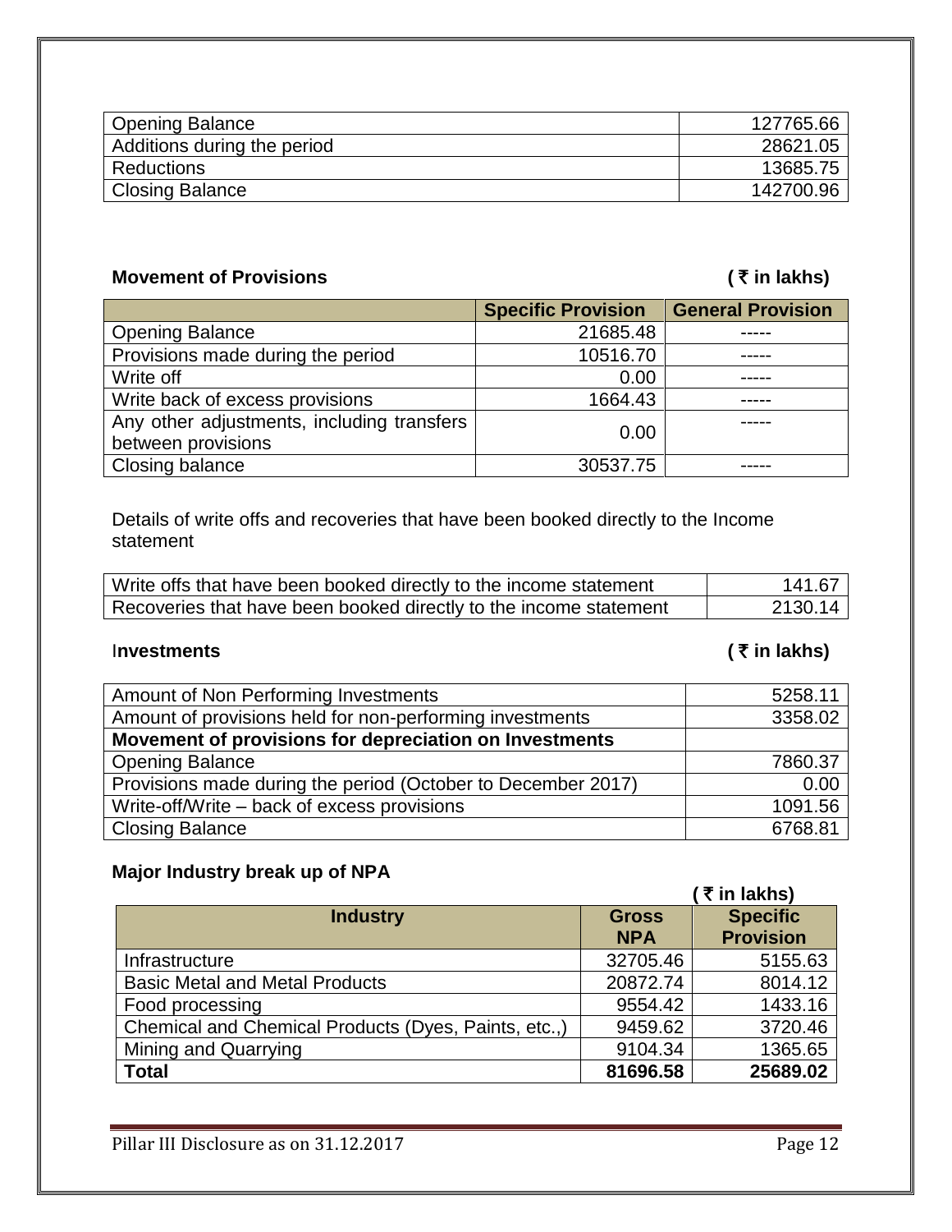| | |
|---|---|
| Opening Balance | 127765.66 |
| Additions during the period | 28621.05 |
| Reductions | 13685.75 |
| Closing Balance | 142700.96 |

**Movement of Provisions** **( ₹ in lakhs)**

| | Specific Provision | General Provision |
|---|---|---|
| Opening Balance | 21685.48 | ----- |
| Provisions made during the period | 10516.70 | ----- |
| Write off | 0.00 | ----- |
| Write back of excess provisions | 1664.43 | ----- |
| Any other adjustments, including transfers between provisions | 0.00 | ----- |
| Closing balance | 30537.75 | ----- |

Details of write offs and recoveries that have been booked directly to the Income statement

| | |
|---|---|
| Write offs that have been booked directly to the income statement | 141.67 |
| Recoveries that have been booked directly to the income statement | 2130.14 |

**Investments** **( ₹ in lakhs)**

| | |
|---|---|
| Amount of Non Performing Investments | 5258.11 |
| Amount of provisions held for non-performing investments | 3358.02 |
| **Movement of provisions for depreciation on Investments** | |
| Opening Balance | 7860.37 |
| Provisions made during the period (October to December 2017) | 0.00 |
| Write-off/Write – back of excess provisions | 1091.56 |
| Closing Balance | 6768.81 |

**Major Industry break up of NPA**

**( ₹ in lakhs)**

| Industry | Gross NPA | Specific Provision |
|---|---|---|
| Infrastructure | 32705.46 | 5155.63 |
| Basic Metal and Metal Products | 20872.74 | 8014.12 |
| Food processing | 9554.42 | 1433.16 |
| Chemical and Chemical Products (Dyes, Paints, etc.,) | 9459.62 | 3720.46 |
| Mining and Quarrying | 9104.34 | 1365.65 |
| **Total** | **81696.58** | **25689.02** |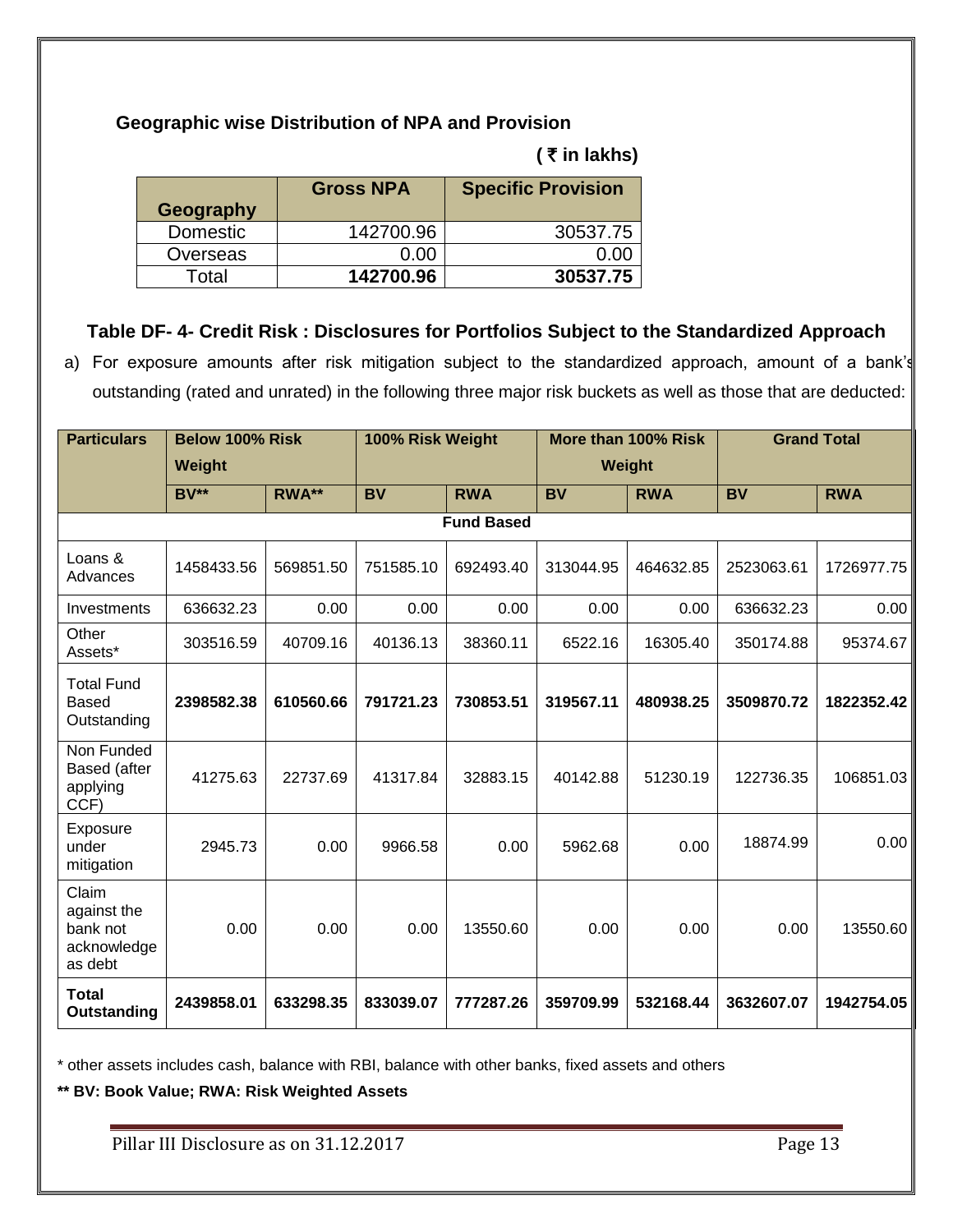### Geographic wise Distribution of NPA and Provision

**( ₹ in lakhs)**

| Geography | Gross NPA | Specific Provision |
|---|---|---|
| Domestic | 142700.96 | 30537.75 |
| Overseas | 0.00 | 0.00 |
| Total | **142700.96** | **30537.75** |

### Table DF- 4- Credit Risk : Disclosures for Portfolios Subject to the Standardized Approach

a) For exposure amounts after risk mitigation subject to the standardized approach, amount of a bank's outstanding (rated and unrated) in the following three major risk buckets as well as those that are deducted:

| Particulars | Below 100% Risk Weight | | 100% Risk Weight | | More than 100% Risk Weight | | Grand Total | |
|---|---|---|---|---|---|---|---|---|
| | BV** | RWA** | BV | RWA | BV | RWA | BV | RWA |
| **Fund Based** | | | | | | | | |
| Loans & Advances | 1458433.56 | 569851.50 | 751585.10 | 692493.40 | 313044.95 | 464632.85 | 2523063.61 | 1726977.75 |
| Investments | 636632.23 | 0.00 | 0.00 | 0.00 | 0.00 | 0.00 | 636632.23 | 0.00 |
| Other Assets* | 303516.59 | 40709.16 | 40136.13 | 38360.11 | 6522.16 | 16305.40 | 350174.88 | 95374.67 |
| Total Fund Based Outstanding | **2398582.38** | **610560.66** | **791721.23** | **730853.51** | **319567.11** | **480938.25** | **3509870.72** | **1822352.42** |
| Non Funded Based (after applying CCF) | 41275.63 | 22737.69 | 41317.84 | 32883.15 | 40142.88 | 51230.19 | 122736.35 | 106851.03 |
| Exposure under mitigation | 2945.73 | 0.00 | 9966.58 | 0.00 | 5962.68 | 0.00 | 18874.99 | 0.00 |
| Claim against the bank not acknowledge as debt | 0.00 | 0.00 | 0.00 | 13550.60 | 0.00 | 0.00 | 0.00 | 13550.60 |
| **Total Outstanding** | **2439858.01** | **633298.35** | **833039.07** | **777287.26** | **359709.99** | **532168.44** | **3632607.07** | **1942754.05** |

\* other assets includes cash, balance with RBI, balance with other banks, fixed assets and others

**** BV: Book Value; RWA: Risk Weighted Assets**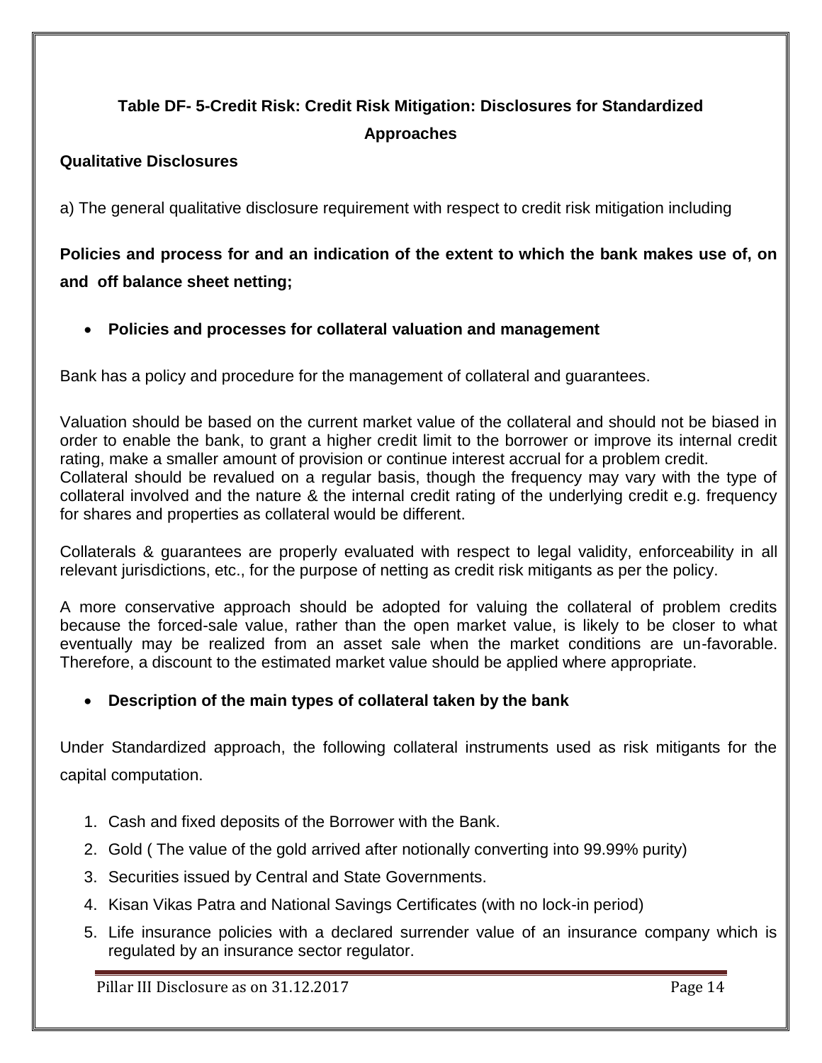## Table DF- 5-Credit Risk: Credit Risk Mitigation: Disclosures for Standardized Approaches

**Qualitative Disclosures**

a) The general qualitative disclosure requirement with respect to credit risk mitigation including

**Policies and process for and an indication of the extent to which the bank makes use of, on and off balance sheet netting;**

- **Policies and processes for collateral valuation and management**

Bank has a policy and procedure for the management of collateral and guarantees.

Valuation should be based on the current market value of the collateral and should not be biased in order to enable the bank, to grant a higher credit limit to the borrower or improve its internal credit rating, make a smaller amount of provision or continue interest accrual for a problem credit.
Collateral should be revalued on a regular basis, though the frequency may vary with the type of collateral involved and the nature & the internal credit rating of the underlying credit e.g. frequency for shares and properties as collateral would be different.

Collaterals & guarantees are properly evaluated with respect to legal validity, enforceability in all relevant jurisdictions, etc., for the purpose of netting as credit risk mitigants as per the policy.

A more conservative approach should be adopted for valuing the collateral of problem credits because the forced-sale value, rather than the open market value, is likely to be closer to what eventually may be realized from an asset sale when the market conditions are un-favorable. Therefore, a discount to the estimated market value should be applied where appropriate.

- **Description of the main types of collateral taken by the bank**

Under Standardized approach, the following collateral instruments used as risk mitigants for the capital computation.

1. Cash and fixed deposits of the Borrower with the Bank.
2. Gold ( The value of the gold arrived after notionally converting into 99.99% purity)
3. Securities issued by Central and State Governments.
4. Kisan Vikas Patra and National Savings Certificates (with no lock-in period)
5. Life insurance policies with a declared surrender value of an insurance company which is regulated by an insurance sector regulator.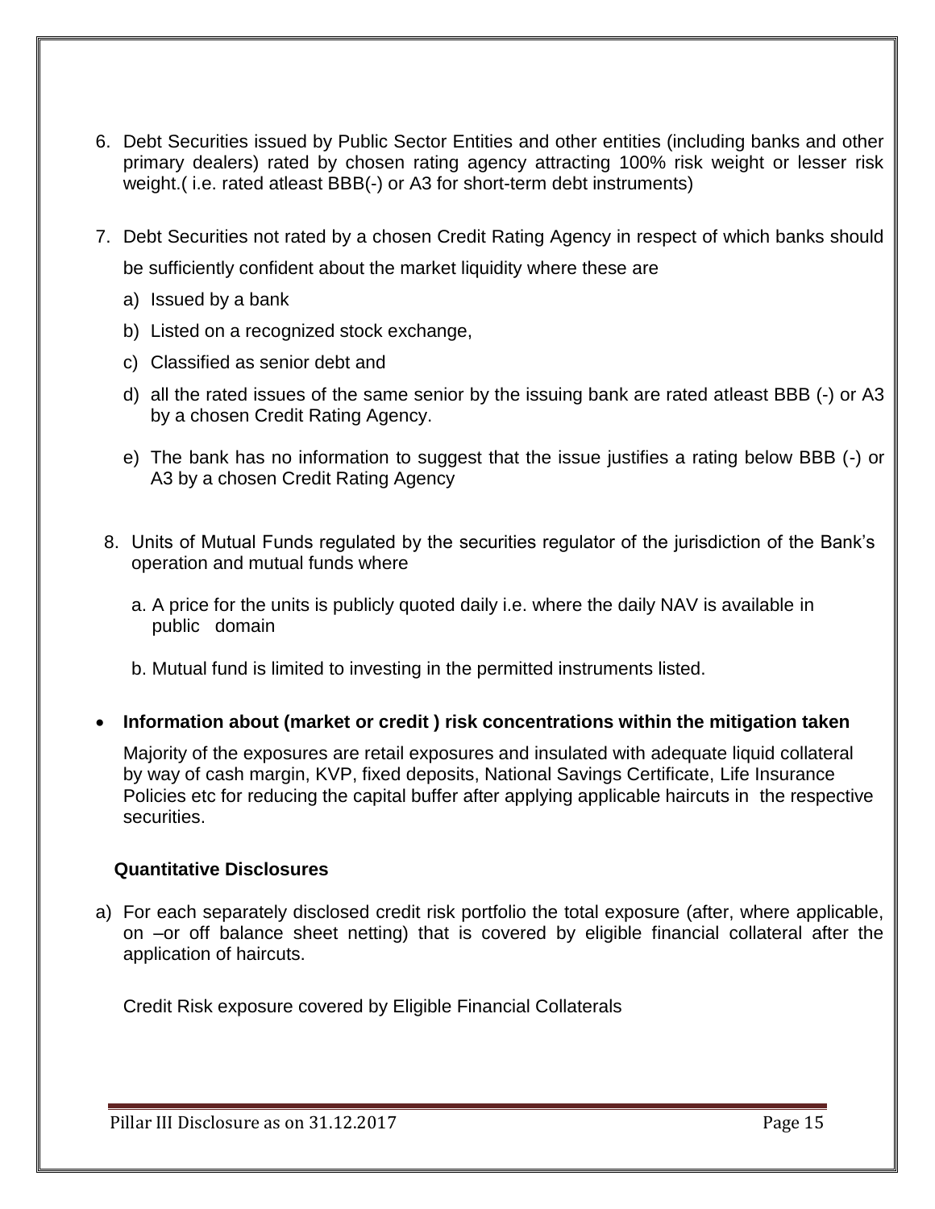6. Debt Securities issued by Public Sector Entities and other entities (including banks and other primary dealers) rated by chosen rating agency attracting 100% risk weight or lesser risk weight.( i.e. rated atleast BBB(-) or A3 for short-term debt instruments)

7. Debt Securities not rated by a chosen Credit Rating Agency in respect of which banks should be sufficiently confident about the market liquidity where these are

   a) Issued by a bank

   b) Listed on a recognized stock exchange,

   c) Classified as senior debt and

   d) all the rated issues of the same senior by the issuing bank are rated atleast BBB (-) or A3 by a chosen Credit Rating Agency.

   e) The bank has no information to suggest that the issue justifies a rating below BBB (-) or A3 by a chosen Credit Rating Agency

8. Units of Mutual Funds regulated by the securities regulator of the jurisdiction of the Bank's operation and mutual funds where

   a. A price for the units is publicly quoted daily i.e. where the daily NAV is available in public domain

   b. Mutual fund is limited to investing in the permitted instruments listed.

- **Information about (market or credit ) risk concentrations within the mitigation taken**

  Majority of the exposures are retail exposures and insulated with adequate liquid collateral by way of cash margin, KVP, fixed deposits, National Savings Certificate, Life Insurance Policies etc for reducing the capital buffer after applying applicable haircuts in the respective securities.

**Quantitative Disclosures**

a) For each separately disclosed credit risk portfolio the total exposure (after, where applicable, on –or off balance sheet netting) that is covered by eligible financial collateral after the application of haircuts.

   Credit Risk exposure covered by Eligible Financial Collaterals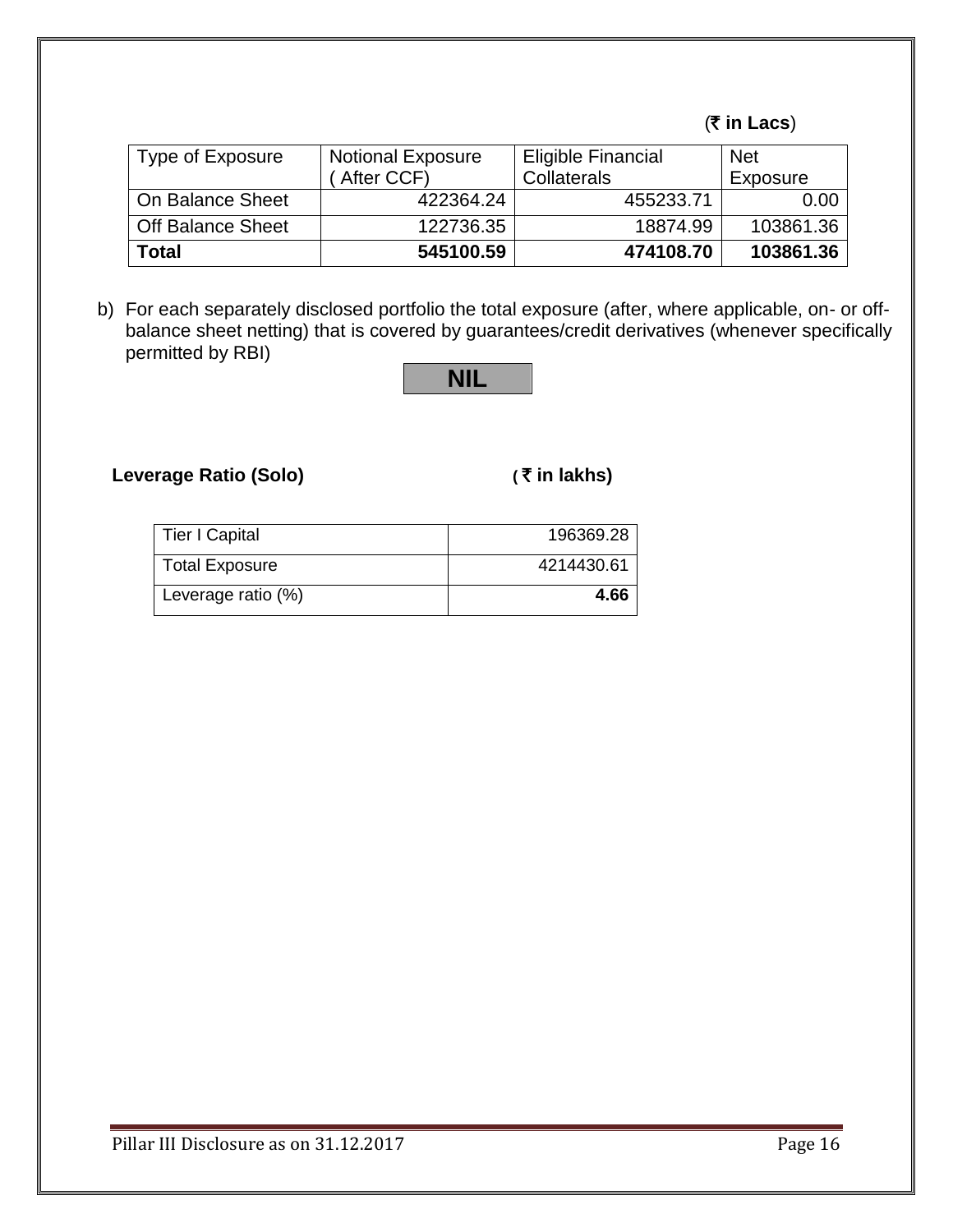(₹ in Lacs)

| Type of Exposure | Notional Exposure ( After CCF) | Eligible Financial Collaterals | Net Exposure |
|---|---|---|---|
| On Balance Sheet | 422364.24 | 455233.71 | 0.00 |
| Off Balance Sheet | 122736.35 | 18874.99 | 103861.36 |
| **Total** | **545100.59** | **474108.70** | **103861.36** |

b) For each separately disclosed portfolio the total exposure (after, where applicable, on- or off-balance sheet netting) that is covered by guarantees/credit derivatives (whenever specifically permitted by RBI)

**NIL**

**Leverage Ratio (Solo)** **( ₹ in lakhs)**

| | |
|---|---|
| Tier I Capital | 196369.28 |
| Total Exposure | 4214430.61 |
| Leverage ratio (%) | **4.66** |

Pillar III Disclosure as on 31.12.2017